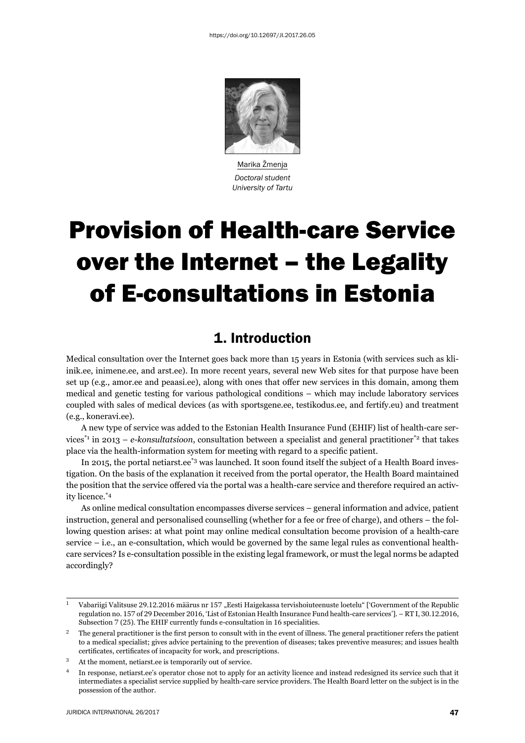https://doi.org/10.12697/JI.2017.26.05

Marika Žmenja
*Doctoral student*
*University of Tartu*

# Provision of Health-care Service over the Internet – the Legality of E-consultations in Estonia

## 1. Introduction

Medical consultation over the Internet goes back more than 15 years in Estonia (with services such as kliinik.ee, inimene.ee, and arst.ee). In more recent years, several new Web sites for that purpose have been set up (e.g., amor.ee and peaasi.ee), along with ones that offer new services in this domain, among them medical and genetic testing for various pathological conditions – which may include laboratory services coupled with sales of medical devices (as with sportsgene.ee, testikodus.ee, and fertify.eu) and treatment (e.g., koneravi.ee).

A new type of service was added to the Estonian Health Insurance Fund (EHIF) list of health-care services[1] in 2013 – *e-konsultatsioon*, consultation between a specialist and general practitioner[2] that takes place via the health-information system for meeting with regard to a specific patient.

In 2015, the portal netiarst.ee[3] was launched. It soon found itself the subject of a Health Board investigation. On the basis of the explanation it received from the portal operator, the Health Board maintained the position that the service offered via the portal was a health-care service and therefore required an activity licence.[4]

As online medical consultation encompasses diverse services – general information and advice, patient instruction, general and personalised counselling (whether for a fee or free of charge), and others – the following question arises: at what point may online medical consultation become provision of a health-care service – i.e., an e-consultation, which would be governed by the same legal rules as conventional health-care services? Is e-consultation possible in the existing legal framework, or must the legal norms be adapted accordingly?

---

[1] Vabariigi Valitsuse 29.12.2016 määrus nr 157 „Eesti Haigekassa tervishoiuteenuste loetelu" ['Government of the Republic regulation no. 157 of 29 December 2016, 'List of Estonian Health Insurance Fund health-care services']. – RT I, 30.12.2016, Subsection 7 (25). The EHIF currently funds e-consultation in 16 specialities.

[2] The general practitioner is the first person to consult with in the event of illness. The general practitioner refers the patient to a medical specialist; gives advice pertaining to the prevention of diseases; takes preventive measures; and issues health certificates, certificates of incapacity for work, and prescriptions.

[3] At the moment, netiarst.ee is temporarily out of service.

[4] In response, netiarst.ee's operator chose not to apply for an activity licence and instead redesigned its service such that it intermediates a specialist service supplied by health-care service providers. The Health Board letter on the subject is in the possession of the author.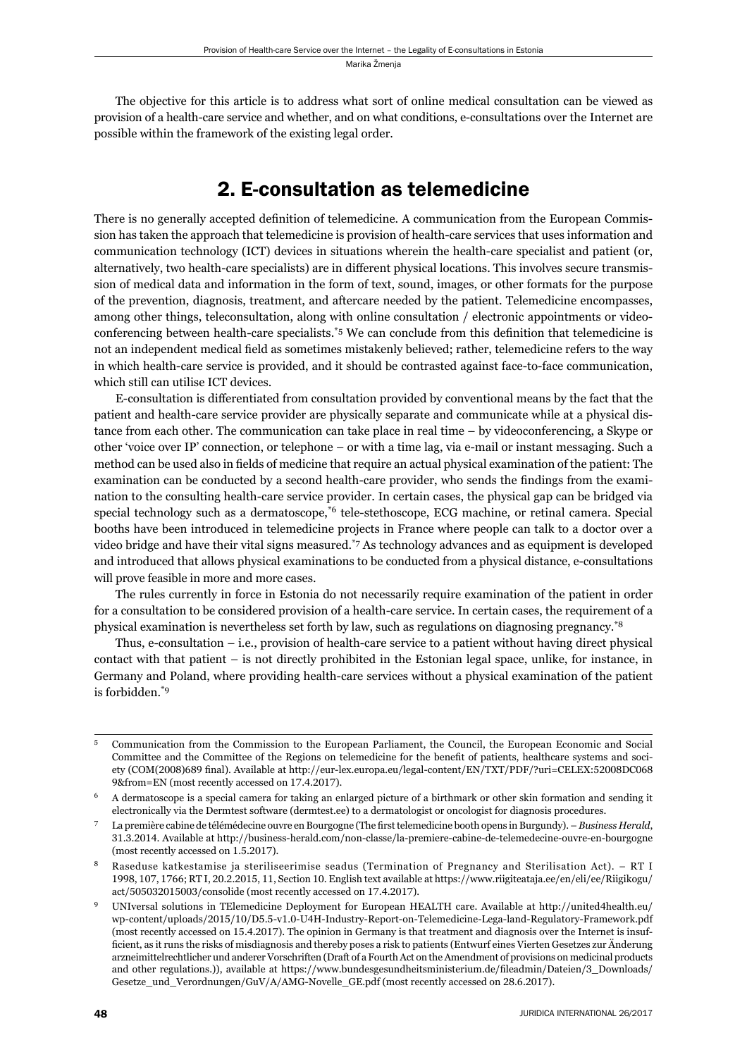The objective for this article is to address what sort of online medical consultation can be viewed as provision of a health-care service and whether, and on what conditions, e-consultations over the Internet are possible within the framework of the existing legal order.

## 2. E-consultation as telemedicine

There is no generally accepted definition of telemedicine. A communication from the European Commission has taken the approach that telemedicine is provision of health-care services that uses information and communication technology (ICT) devices in situations wherein the health-care specialist and patient (or, alternatively, two health-care specialists) are in different physical locations. This involves secure transmission of medical data and information in the form of text, sound, images, or other formats for the purpose of the prevention, diagnosis, treatment, and aftercare needed by the patient. Telemedicine encompasses, among other things, teleconsultation, along with online consultation / electronic appointments or video-conferencing between health-care specialists.[*5] We can conclude from this definition that telemedicine is not an independent medical field as sometimes mistakenly believed; rather, telemedicine refers to the way in which health-care service is provided, and it should be contrasted against face-to-face communication, which still can utilise ICT devices.

E-consultation is differentiated from consultation provided by conventional means by the fact that the patient and health-care service provider are physically separate and communicate while at a physical distance from each other. The communication can take place in real time – by videoconferencing, a Skype or other 'voice over IP' connection, or telephone – or with a time lag, via e-mail or instant messaging. Such a method can be used also in fields of medicine that require an actual physical examination of the patient: The examination can be conducted by a second health-care provider, who sends the findings from the examination to the consulting health-care service provider. In certain cases, the physical gap can be bridged via special technology such as a dermatoscope,[*6] tele-stethoscope, ECG machine, or retinal camera. Special booths have been introduced in telemedicine projects in France where people can talk to a doctor over a video bridge and have their vital signs measured.[*7] As technology advances and as equipment is developed and introduced that allows physical examinations to be conducted from a physical distance, e-consultations will prove feasible in more and more cases.

The rules currently in force in Estonia do not necessarily require examination of the patient in order for a consultation to be considered provision of a health-care service. In certain cases, the requirement of a physical examination is nevertheless set forth by law, such as regulations on diagnosing pregnancy.[*8]

Thus, e-consultation – i.e., provision of health-care service to a patient without having direct physical contact with that patient – is not directly prohibited in the Estonian legal space, unlike, for instance, in Germany and Poland, where providing health-care services without a physical examination of the patient is forbidden.[*9]

---

5 Communication from the Commission to the European Parliament, the Council, the European Economic and Social Committee and the Committee of the Regions on telemedicine for the benefit of patients, healthcare systems and society (COM(2008)689 final). Available at http://eur-lex.europa.eu/legal-content/EN/TXT/PDF/?uri=CELEX:52008DC0689&from=EN (most recently accessed on 17.4.2017).

6 A dermatoscope is a special camera for taking an enlarged picture of a birthmark or other skin formation and sending it electronically via the Dermtest software (dermtest.ee) to a dermatologist or oncologist for diagnosis procedures.

7 La première cabine de télémédecine ouvre en Bourgogne (The first telemedicine booth opens in Burgundy). – *Business Herald*, 31.3.2014. Available at http://business-herald.com/non-classe/la-premiere-cabine-de-telemedecine-ouvre-en-bourgogne (most recently accessed on 1.5.2017).

8 Raseduse katkestamise ja steriliseerimise seadus (Termination of Pregnancy and Sterilisation Act). – RT I 1998, 107, 1766; RT I, 20.2.2015, 11, Section 10. English text available at https://www.riigiteataja.ee/en/eli/ee/Riigikogu/act/505032015003/consolide (most recently accessed on 17.4.2017).

9 UNIversal solutions in TElemedicine Deployment for European HEALTH care. Available at http://united4health.eu/wp-content/uploads/2015/10/D5.5-v1.0-U4H-Industry-Report-on-Telemedicine-Lega-land-Regulatory-Framework.pdf (most recently accessed on 15.4.2017). The opinion in Germany is that treatment and diagnosis over the Internet is insufficient, as it runs the risks of misdiagnosis and thereby poses a risk to patients (Entwurf eines Vierten Gesetzes zur Änderung arzneimittelrechtlicher und anderer Vorschriften (Draft of a Fourth Act on the Amendment of provisions on medicinal products and other regulations.)), available at https://www.bundesgesundheitsministerium.de/fileadmin/Dateien/3_Downloads/Gesetze_und_Verordnungen/GuV/A/AMG-Novelle_GE.pdf (most recently accessed on 28.6.2017).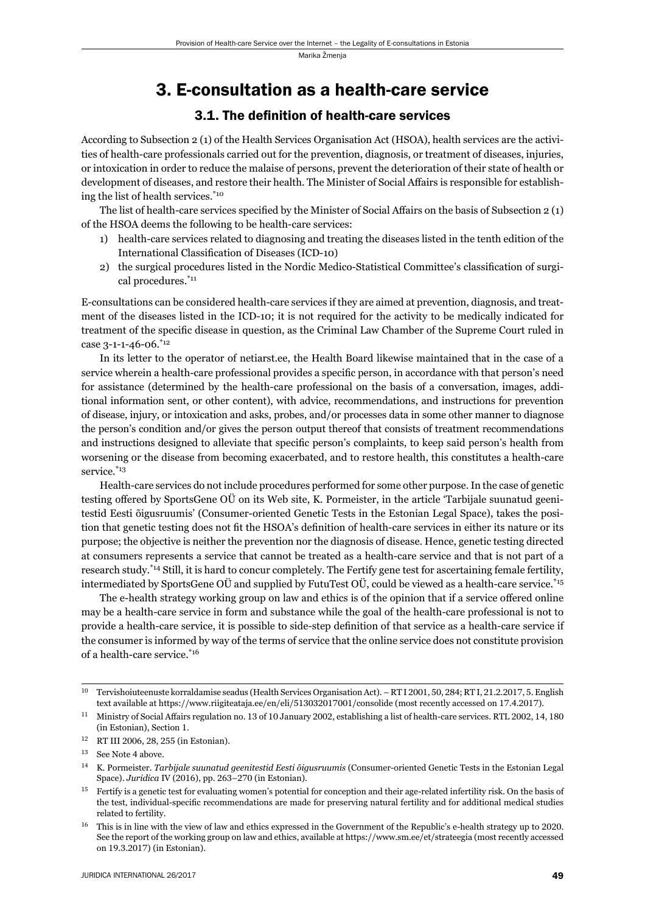# 3. E-consultation as a health-care service

## 3.1. The definition of health-care services

According to Subsection 2 (1) of the Health Services Organisation Act (HSOA), health services are the activities of health-care professionals carried out for the prevention, diagnosis, or treatment of diseases, injuries, or intoxication in order to reduce the malaise of persons, prevent the deterioration of their state of health or development of diseases, and restore their health. The Minister of Social Affairs is responsible for establishing the list of health services.[*10]

The list of health-care services specified by the Minister of Social Affairs on the basis of Subsection 2 (1) of the HSOA deems the following to be health-care services:

1) health-care services related to diagnosing and treating the diseases listed in the tenth edition of the International Classification of Diseases (ICD-10)
2) the surgical procedures listed in the Nordic Medico-Statistical Committee's classification of surgical procedures.[*11]

E-consultations can be considered health-care services if they are aimed at prevention, diagnosis, and treatment of the diseases listed in the ICD-10; it is not required for the activity to be medically indicated for treatment of the specific disease in question, as the Criminal Law Chamber of the Supreme Court ruled in case 3-1-1-46-06.[*12]

In its letter to the operator of netiarst.ee, the Health Board likewise maintained that in the case of a service wherein a health-care professional provides a specific person, in accordance with that person's need for assistance (determined by the health-care professional on the basis of a conversation, images, additional information sent, or other content), with advice, recommendations, and instructions for prevention of disease, injury, or intoxication and asks, probes, and/or processes data in some other manner to diagnose the person's condition and/or gives the person output thereof that consists of treatment recommendations and instructions designed to alleviate that specific person's complaints, to keep said person's health from worsening or the disease from becoming exacerbated, and to restore health, this constitutes a health-care service.[*13]

Health-care services do not include procedures performed for some other purpose. In the case of genetic testing offered by SportsGene OÜ on its Web site, K. Pormeister, in the article 'Tarbijale suunatud geenitestid Eesti õigusruumis' (Consumer-oriented Genetic Tests in the Estonian Legal Space), takes the position that genetic testing does not fit the HSOA's definition of health-care services in either its nature or its purpose; the objective is neither the prevention nor the diagnosis of disease. Hence, genetic testing directed at consumers represents a service that cannot be treated as a health-care service and that is not part of a research study.[*14] Still, it is hard to concur completely. The Fertify gene test for ascertaining female fertility, intermediated by SportsGene OÜ and supplied by FutuTest OÜ, could be viewed as a health-care service.[*15]

The e-health strategy working group on law and ethics is of the opinion that if a service offered online may be a health-care service in form and substance while the goal of the health-care professional is not to provide a health-care service, it is possible to side-step definition of that service as a health-care service if the consumer is informed by way of the terms of service that the online service does not constitute provision of a health-care service.[*16]

---

[10] Tervishoiuteenuste korraldamise seadus (Health Services Organisation Act). – RT I 2001, 50, 284; RT I, 21.2.2017, 5. English text available at https://www.riigiteataja.ee/en/eli/513032017001/consolide (most recently accessed on 17.4.2017).

[11] Ministry of Social Affairs regulation no. 13 of 10 January 2002, establishing a list of health-care services. RTL 2002, 14, 180 (in Estonian), Section 1.

[12] RT III 2006, 28, 255 (in Estonian).

[13] See Note 4 above.

[14] K. Pormeister. *Tarbijale suunatud geenitestid Eesti õigusruumis* (Consumer-oriented Genetic Tests in the Estonian Legal Space). *Juridica* IV (2016), pp. 263–270 (in Estonian).

[15] Fertify is a genetic test for evaluating women's potential for conception and their age-related infertility risk. On the basis of the test, individual-specific recommendations are made for preserving natural fertility and for additional medical studies related to fertility.

[16] This is in line with the view of law and ethics expressed in the Government of the Republic's e-health strategy up to 2020. See the report of the working group on law and ethics, available at https://www.sm.ee/et/strateegia (most recently accessed on 19.3.2017) (in Estonian).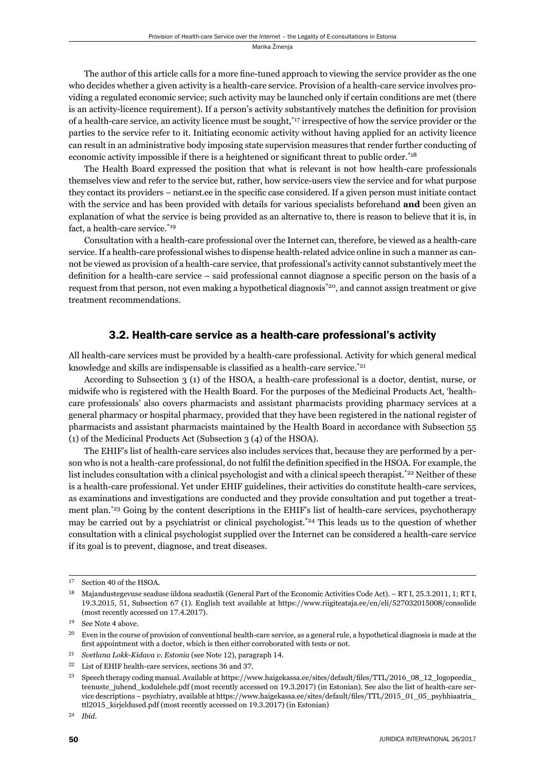The author of this article calls for a more fine-tuned approach to viewing the service provider as the one who decides whether a given activity is a health-care service. Provision of a health-care service involves providing a regulated economic service; such activity may be launched only if certain conditions are met (there is an activity-licence requirement). If a person's activity substantively matches the definition for provision of a health-care service, an activity licence must be sought,[17] irrespective of how the service provider or the parties to the service refer to it. Initiating economic activity without having applied for an activity licence can result in an administrative body imposing state supervision measures that render further conducting of economic activity impossible if there is a heightened or significant threat to public order.[18]

The Health Board expressed the position that what is relevant is not how health-care professionals themselves view and refer to the service but, rather, how service-users view the service and for what purpose they contact its providers – netiarst.ee in the specific case considered. If a given person must initiate contact with the service and has been provided with details for various specialists beforehand **and** been given an explanation of what the service is being provided as an alternative to, there is reason to believe that it is, in fact, a health-care service.[19]

Consultation with a health-care professional over the Internet can, therefore, be viewed as a health-care service. If a health-care professional wishes to dispense health-related advice online in such a manner as cannot be viewed as provision of a health-care service, that professional's activity cannot substantively meet the definition for a health-care service – said professional cannot diagnose a specific person on the basis of a request from that person, not even making a hypothetical diagnosis[20], and cannot assign treatment or give treatment recommendations.

## 3.2. Health-care service as a health-care professional's activity

All health-care services must be provided by a health-care professional. Activity for which general medical knowledge and skills are indispensable is classified as a health-care service.[21]

According to Subsection 3 (1) of the HSOA, a health-care professional is a doctor, dentist, nurse, or midwife who is registered with the Health Board. For the purposes of the Medicinal Products Act, 'health-care professionals' also covers pharmacists and assistant pharmacists providing pharmacy services at a general pharmacy or hospital pharmacy, provided that they have been registered in the national register of pharmacists and assistant pharmacists maintained by the Health Board in accordance with Subsection 55 (1) of the Medicinal Products Act (Subsection 3 (4) of the HSOA).

The EHIF's list of health-care services also includes services that, because they are performed by a person who is not a health-care professional, do not fulfil the definition specified in the HSOA. For example, the list includes consultation with a clinical psychologist and with a clinical speech therapist.[22] Neither of these is a health-care professional. Yet under EHIF guidelines, their activities do constitute health-care services, as examinations and investigations are conducted and they provide consultation and put together a treatment plan.[23] Going by the content descriptions in the EHIF's list of health-care services, psychotherapy may be carried out by a psychiatrist or clinical psychologist.[24] This leads us to the question of whether consultation with a clinical psychologist supplied over the Internet can be considered a health-care service if its goal is to prevent, diagnose, and treat diseases.

---

[17] Section 40 of the HSOA.

[18] Majandustegevuse seaduse üldosa seadustik (General Part of the Economic Activities Code Act). – RT I, 25.3.2011, 1; RT I, 19.3.2015, 51, Subsection 67 (1). English text available at https://www.riigiteataja.ee/en/eli/527032015008/consolide (most recently accessed on 17.4.2017).

[19] See Note 4 above.

[20] Even in the course of provision of conventional health-care service, as a general rule, a hypothetical diagnosis is made at the first appointment with a doctor, which is then either corroborated with tests or not.

[21] *Svetlana Lokk-Kidava v. Estonia* (see Note 12), paragraph 14.

[22] List of EHIF health-care services, sections 36 and 37.

[23] Speech therapy coding manual. Available at https://www.haigekassa.ee/sites/default/files/TTL/2016_08_12_logopeedia_teenuste_juhend_kodulehele.pdf (most recently accessed on 19.3.2017) (in Estonian). See also the list of health-care service descriptions – psychiatry, available at https://www.haigekassa.ee/sites/default/files/TTL/2015_01_05_psyhhiaatria_ttl2015_kirjeldused.pdf (most recently accessed on 19.3.2017) (in Estonian)

[24] *Ibid.*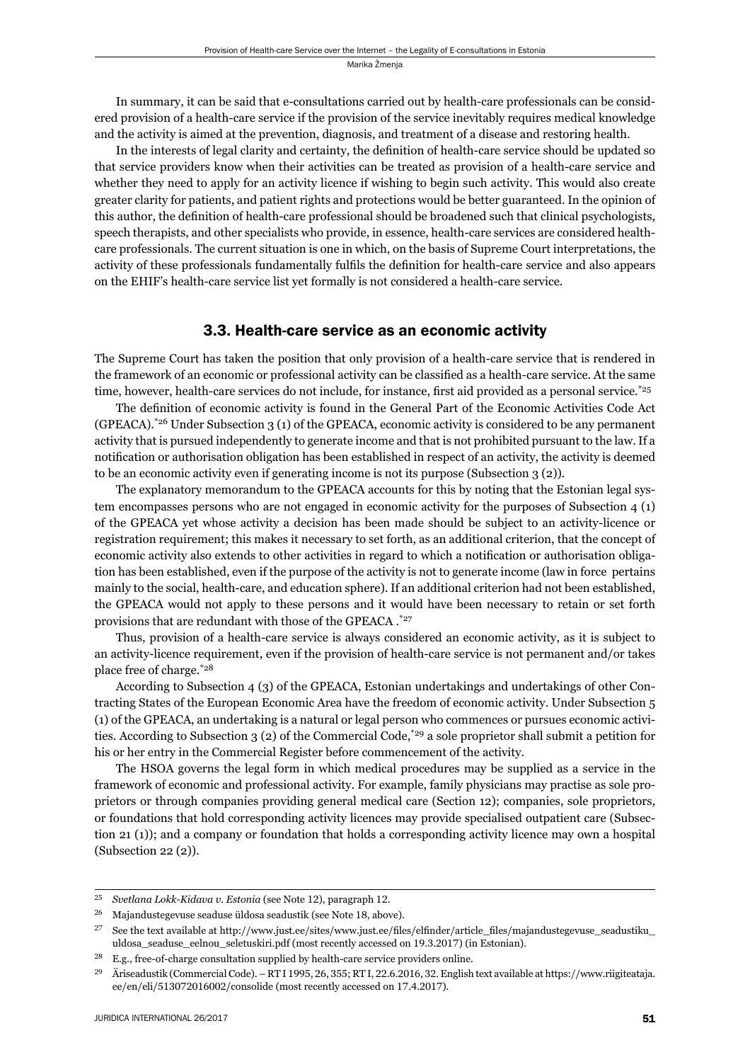In summary, it can be said that e-consultations carried out by health-care professionals can be considered provision of a health-care service if the provision of the service inevitably requires medical knowledge and the activity is aimed at the prevention, diagnosis, and treatment of a disease and restoring health.

In the interests of legal clarity and certainty, the definition of health-care service should be updated so that service providers know when their activities can be treated as provision of a health-care service and whether they need to apply for an activity licence if wishing to begin such activity. This would also create greater clarity for patients, and patient rights and protections would be better guaranteed. In the opinion of this author, the definition of health-care professional should be broadened such that clinical psychologists, speech therapists, and other specialists who provide, in essence, health-care services are considered health-care professionals. The current situation is one in which, on the basis of Supreme Court interpretations, the activity of these professionals fundamentally fulfils the definition for health-care service and also appears on the EHIF's health-care service list yet formally is not considered a health-care service.

## 3.3. Health-care service as an economic activity

The Supreme Court has taken the position that only provision of a health-care service that is rendered in the framework of an economic or professional activity can be classified as a health-care service. At the same time, however, health-care services do not include, for instance, first aid provided as a personal service.[*25]

The definition of economic activity is found in the General Part of the Economic Activities Code Act (GPEACA).[*26] Under Subsection 3 (1) of the GPEACA, economic activity is considered to be any permanent activity that is pursued independently to generate income and that is not prohibited pursuant to the law. If a notification or authorisation obligation has been established in respect of an activity, the activity is deemed to be an economic activity even if generating income is not its purpose (Subsection 3 (2)).

The explanatory memorandum to the GPEACA accounts for this by noting that the Estonian legal system encompasses persons who are not engaged in economic activity for the purposes of Subsection 4 (1) of the GPEACA yet whose activity a decision has been made should be subject to an activity-licence or registration requirement; this makes it necessary to set forth, as an additional criterion, that the concept of economic activity also extends to other activities in regard to which a notification or authorisation obligation has been established, even if the purpose of the activity is not to generate income (law in force pertains mainly to the social, health-care, and education sphere). If an additional criterion had not been established, the GPEACA would not apply to these persons and it would have been necessary to retain or set forth provisions that are redundant with those of the GPEACA .[*27]

Thus, provision of a health-care service is always considered an economic activity, as it is subject to an activity-licence requirement, even if the provision of health-care service is not permanent and/or takes place free of charge.[*28]

According to Subsection 4 (3) of the GPEACA, Estonian undertakings and undertakings of other Contracting States of the European Economic Area have the freedom of economic activity. Under Subsection 5 (1) of the GPEACA, an undertaking is a natural or legal person who commences or pursues economic activities. According to Subsection 3 (2) of the Commercial Code,[*29] a sole proprietor shall submit a petition for his or her entry in the Commercial Register before commencement of the activity.

The HSOA governs the legal form in which medical procedures may be supplied as a service in the framework of economic and professional activity. For example, family physicians may practise as sole proprietors or through companies providing general medical care (Section 12); companies, sole proprietors, or foundations that hold corresponding activity licences may provide specialised outpatient care (Subsection 21 (1)); and a company or foundation that holds a corresponding activity licence may own a hospital (Subsection 22 (2)).

---

[25] *Svetlana Lokk-Kidava v. Estonia* (see Note 12), paragraph 12.

[26] Majandustegevuse seaduse üldosa seadustik (see Note 18, above).

[27] See the text available at http://www.just.ee/sites/www.just.ee/files/elfinder/article_files/majandustegevuse_seadustiku_uldosa_seaduse_eelnou_seletuskiri.pdf (most recently accessed on 19.3.2017) (in Estonian).

[28] E.g., free-of-charge consultation supplied by health-care service providers online.

[29] Äriseadustik (Commercial Code). – RT I 1995, 26, 355; RT I, 22.6.2016, 32. English text available at https://www.riigiteataja.ee/en/eli/513072016002/consolide (most recently accessed on 17.4.2017).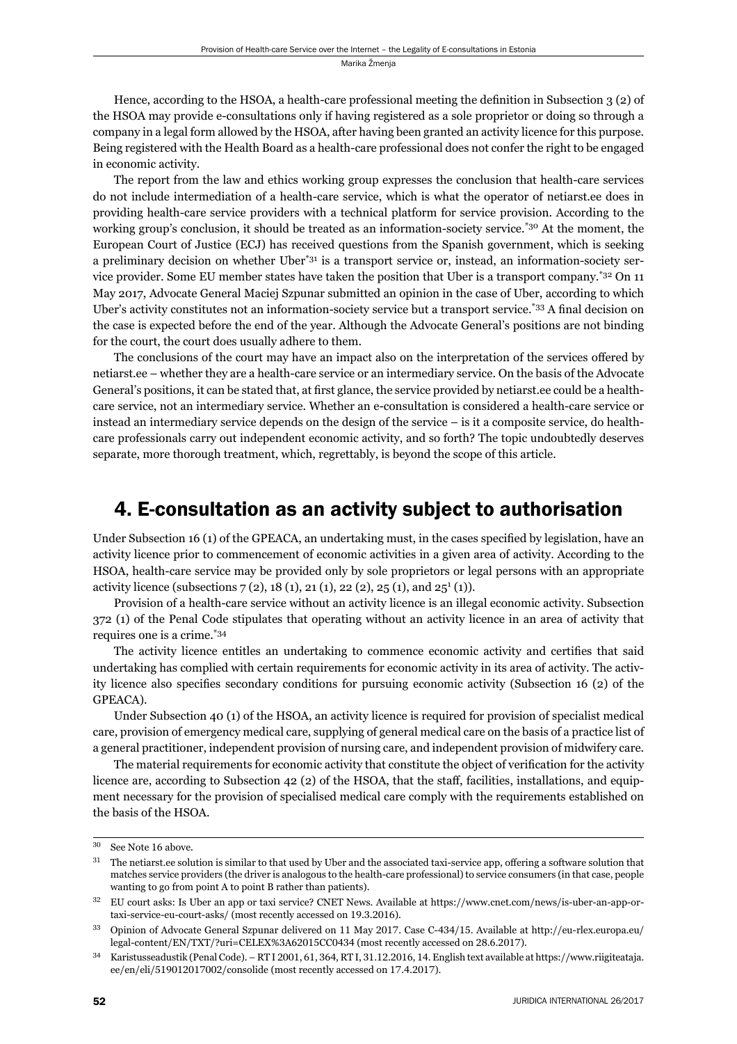Hence, according to the HSOA, a health-care professional meeting the definition in Subsection 3 (2) of the HSOA may provide e-consultations only if having registered as a sole proprietor or doing so through a company in a legal form allowed by the HSOA, after having been granted an activity licence for this purpose. Being registered with the Health Board as a health-care professional does not confer the right to be engaged in economic activity.

The report from the law and ethics working group expresses the conclusion that health-care services do not include intermediation of a health-care service, which is what the operator of netiarst.ee does in providing health-care service providers with a technical platform for service provision. According to the working group's conclusion, it should be treated as an information-society service.[*30] At the moment, the European Court of Justice (ECJ) has received questions from the Spanish government, which is seeking a preliminary decision on whether Uber[*31] is a transport service or, instead, an information-society service provider. Some EU member states have taken the position that Uber is a transport company.[*32] On 11 May 2017, Advocate General Maciej Szpunar submitted an opinion in the case of Uber, according to which Uber's activity constitutes not an information-society service but a transport service.[*33] A final decision on the case is expected before the end of the year. Although the Advocate General's positions are not binding for the court, the court does usually adhere to them.

The conclusions of the court may have an impact also on the interpretation of the services offered by netiarst.ee – whether they are a health-care service or an intermediary service. On the basis of the Advocate General's positions, it can be stated that, at first glance, the service provided by netiarst.ee could be a health-care service, not an intermediary service. Whether an e-consultation is considered a health-care service or instead an intermediary service depends on the design of the service – is it a composite service, do health-care professionals carry out independent economic activity, and so forth? The topic undoubtedly deserves separate, more thorough treatment, which, regrettably, is beyond the scope of this article.

## 4. E-consultation as an activity subject to authorisation

Under Subsection 16 (1) of the GPEACA, an undertaking must, in the cases specified by legislation, have an activity licence prior to commencement of economic activities in a given area of activity. According to the HSOA, health-care service may be provided only by sole proprietors or legal persons with an appropriate activity licence (subsections 7 (2), 18 (1), 21 (1), 22 (2), 25 (1), and 25[1] (1)).

Provision of a health-care service without an activity licence is an illegal economic activity. Subsection 372 (1) of the Penal Code stipulates that operating without an activity licence in an area of activity that requires one is a crime.[*34]

The activity licence entitles an undertaking to commence economic activity and certifies that said undertaking has complied with certain requirements for economic activity in its area of activity. The activity licence also specifies secondary conditions for pursuing economic activity (Subsection 16 (2) of the GPEACA).

Under Subsection 40 (1) of the HSOA, an activity licence is required for provision of specialist medical care, provision of emergency medical care, supplying of general medical care on the basis of a practice list of a general practitioner, independent provision of nursing care, and independent provision of midwifery care.

The material requirements for economic activity that constitute the object of verification for the activity licence are, according to Subsection 42 (2) of the HSOA, that the staff, facilities, installations, and equipment necessary for the provision of specialised medical care comply with the requirements established on the basis of the HSOA.

---

[30] See Note 16 above.

[31] The netiarst.ee solution is similar to that used by Uber and the associated taxi-service app, offering a software solution that matches service providers (the driver is analogous to the health-care professional) to service consumers (in that case, people wanting to go from point A to point B rather than patients).

[32] EU court asks: Is Uber an app or taxi service? CNET News. Available at https://www.cnet.com/news/is-uber-an-app-or-taxi-service-eu-court-asks/ (most recently accessed on 19.3.2016).

[33] Opinion of Advocate General Szpunar delivered on 11 May 2017. Case C-434/15. Available at http://eu-rlex.europa.eu/legal-content/EN/TXT/?uri=CELEX%3A62015CC0434 (most recently accessed on 28.6.2017).

[34] Karistusseadustik (Penal Code). – RT I 2001, 61, 364, RT I, 31.12.2016, 14. English text available at https://www.riigiteataja.ee/en/eli/519012017002/consolide (most recently accessed on 17.4.2017).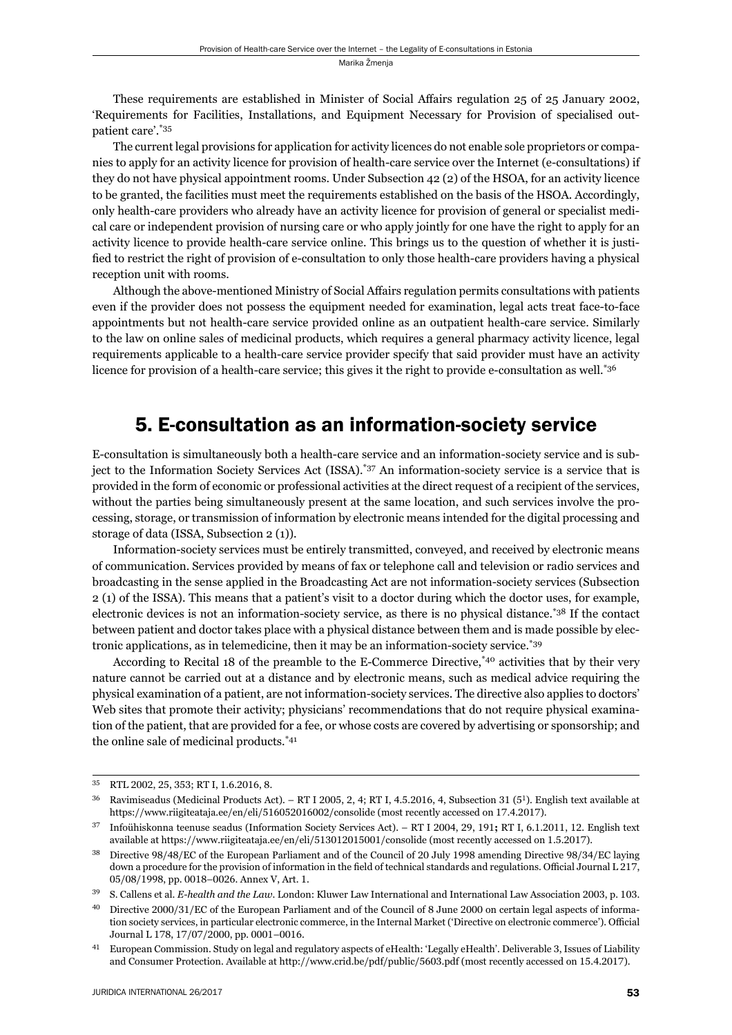These requirements are established in Minister of Social Affairs regulation 25 of 25 January 2002, 'Requirements for Facilities, Installations, and Equipment Necessary for Provision of specialised outpatient care'.[*35]

The current legal provisions for application for activity licences do not enable sole proprietors or companies to apply for an activity licence for provision of health-care service over the Internet (e-consultations) if they do not have physical appointment rooms. Under Subsection 42 (2) of the HSOA, for an activity licence to be granted, the facilities must meet the requirements established on the basis of the HSOA. Accordingly, only health-care providers who already have an activity licence for provision of general or specialist medical care or independent provision of nursing care or who apply jointly for one have the right to apply for an activity licence to provide health-care service online. This brings us to the question of whether it is justified to restrict the right of provision of e-consultation to only those health-care providers having a physical reception unit with rooms.

Although the above-mentioned Ministry of Social Affairs regulation permits consultations with patients even if the provider does not possess the equipment needed for examination, legal acts treat face-to-face appointments but not health-care service provided online as an outpatient health-care service. Similarly to the law on online sales of medicinal products, which requires a general pharmacy activity licence, legal requirements applicable to a health-care service provider specify that said provider must have an activity licence for provision of a health-care service; this gives it the right to provide e-consultation as well.[*36]

## 5. E-consultation as an information-society service

E-consultation is simultaneously both a health-care service and an information-society service and is subject to the Information Society Services Act (ISSA).[*37] An information-society service is a service that is provided in the form of economic or professional activities at the direct request of a recipient of the services, without the parties being simultaneously present at the same location, and such services involve the processing, storage, or transmission of information by electronic means intended for the digital processing and storage of data (ISSA, Subsection 2 (1)).

Information-society services must be entirely transmitted, conveyed, and received by electronic means of communication. Services provided by means of fax or telephone call and television or radio services and broadcasting in the sense applied in the Broadcasting Act are not information-society services (Subsection 2 (1) of the ISSA). This means that a patient's visit to a doctor during which the doctor uses, for example, electronic devices is not an information-society service, as there is no physical distance.[*38] If the contact between patient and doctor takes place with a physical distance between them and is made possible by electronic applications, as in telemedicine, then it may be an information-society service.[*39]

According to Recital 18 of the preamble to the E-Commerce Directive,[*40] activities that by their very nature cannot be carried out at a distance and by electronic means, such as medical advice requiring the physical examination of a patient, are not information-society services. The directive also applies to doctors' Web sites that promote their activity; physicians' recommendations that do not require physical examination of the patient, that are provided for a fee, or whose costs are covered by advertising or sponsorship; and the online sale of medicinal products.[*41]

---

[35] RTL 2002, 25, 353; RT I, 1.6.2016, 8.

[36] Ravimiseadus (Medicinal Products Act). – RT I 2005, 2, 4; RT I, 4.5.2016, 4, Subsection 31 (5[1]). English text available at https://www.riigiteataja.ee/en/eli/516052016002/consolide (most recently accessed on 17.4.2017).

[37] Infoühiskonna teenuse seadus (Information Society Services Act). – RT I 2004, 29, 191; RT I, 6.1.2011, 12. English text available at https://www.riigiteataja.ee/en/eli/513012015001/consolide (most recently accessed on 1.5.2017).

[38] Directive 98/48/EC of the European Parliament and of the Council of 20 July 1998 amending Directive 98/34/EC laying down a procedure for the provision of information in the field of technical standards and regulations. Official Journal L 217, 05/08/1998, pp. 0018–0026. Annex V, Art. 1.

[39] S. Callens et al. *E-health and the Law*. London: Kluwer Law International and International Law Association 2003, p. 103.

[40] Directive 2000/31/EC of the European Parliament and of the Council of 8 June 2000 on certain legal aspects of information society services, in particular electronic commerce, in the Internal Market ('Directive on electronic commerce'). Official Journal L 178, 17/07/2000, pp. 0001–0016.

[41] European Commission. Study on legal and regulatory aspects of eHealth: 'Legally eHealth'. Deliverable 3, Issues of Liability and Consumer Protection. Available at http://www.crid.be/pdf/public/5603.pdf (most recently accessed on 15.4.2017).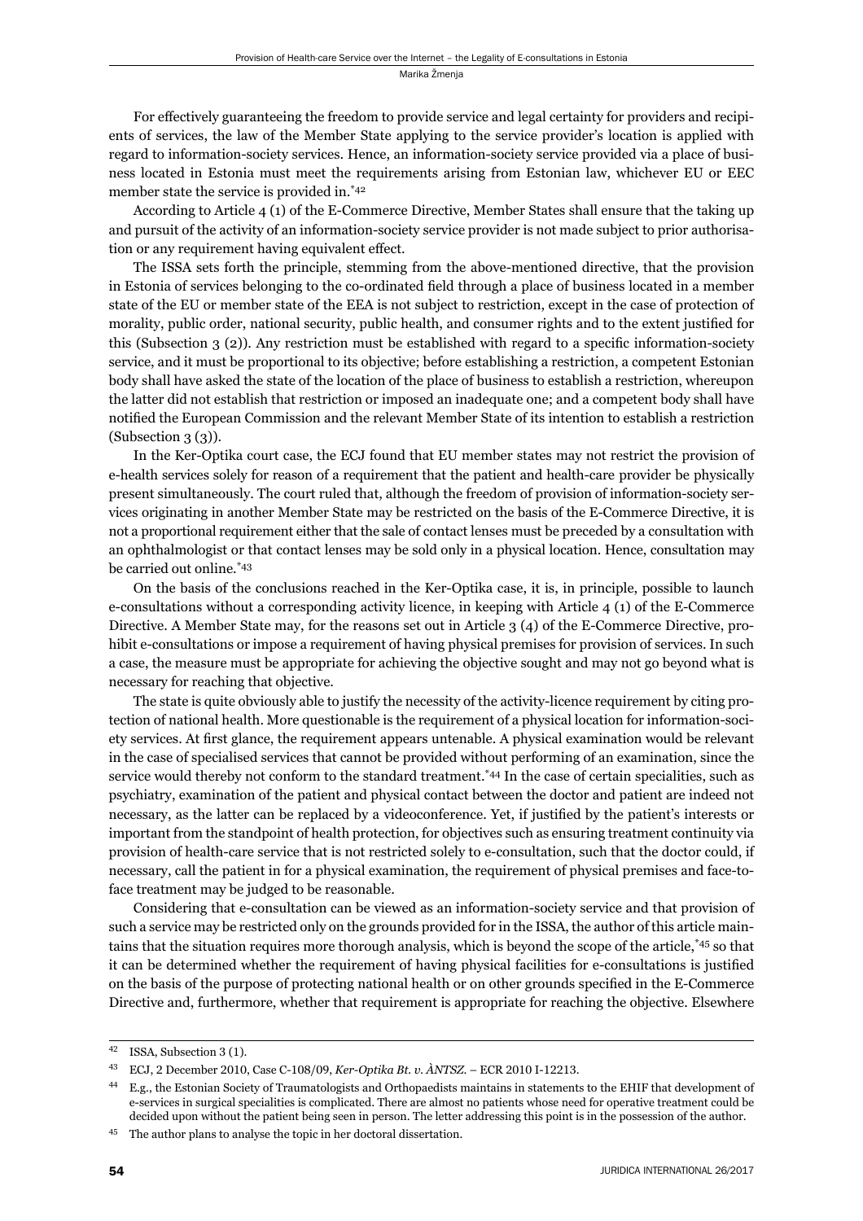For effectively guaranteeing the freedom to provide service and legal certainty for providers and recipients of services, the law of the Member State applying to the service provider's location is applied with regard to information-society services. Hence, an information-society service provided via a place of business located in Estonia must meet the requirements arising from Estonian law, whichever EU or EEC member state the service is provided in.[*42]

According to Article 4 (1) of the E-Commerce Directive, Member States shall ensure that the taking up and pursuit of the activity of an information-society service provider is not made subject to prior authorisation or any requirement having equivalent effect.

The ISSA sets forth the principle, stemming from the above-mentioned directive, that the provision in Estonia of services belonging to the co-ordinated field through a place of business located in a member state of the EU or member state of the EEA is not subject to restriction, except in the case of protection of morality, public order, national security, public health, and consumer rights and to the extent justified for this (Subsection 3 (2)). Any restriction must be established with regard to a specific information-society service, and it must be proportional to its objective; before establishing a restriction, a competent Estonian body shall have asked the state of the location of the place of business to establish a restriction, whereupon the latter did not establish that restriction or imposed an inadequate one; and a competent body shall have notified the European Commission and the relevant Member State of its intention to establish a restriction (Subsection 3 (3)).

In the Ker-Optika court case, the ECJ found that EU member states may not restrict the provision of e-health services solely for reason of a requirement that the patient and health-care provider be physically present simultaneously. The court ruled that, although the freedom of provision of information-society services originating in another Member State may be restricted on the basis of the E-Commerce Directive, it is not a proportional requirement either that the sale of contact lenses must be preceded by a consultation with an ophthalmologist or that contact lenses may be sold only in a physical location. Hence, consultation may be carried out online.[*43]

On the basis of the conclusions reached in the Ker-Optika case, it is, in principle, possible to launch e-consultations without a corresponding activity licence, in keeping with Article 4 (1) of the E-Commerce Directive. A Member State may, for the reasons set out in Article 3 (4) of the E-Commerce Directive, prohibit e-consultations or impose a requirement of having physical premises for provision of services. In such a case, the measure must be appropriate for achieving the objective sought and may not go beyond what is necessary for reaching that objective.

The state is quite obviously able to justify the necessity of the activity-licence requirement by citing protection of national health. More questionable is the requirement of a physical location for information-society services. At first glance, the requirement appears untenable. A physical examination would be relevant in the case of specialised services that cannot be provided without performing of an examination, since the service would thereby not conform to the standard treatment.[*44] In the case of certain specialities, such as psychiatry, examination of the patient and physical contact between the doctor and patient are indeed not necessary, as the latter can be replaced by a videoconference. Yet, if justified by the patient's interests or important from the standpoint of health protection, for objectives such as ensuring treatment continuity via provision of health-care service that is not restricted solely to e-consultation, such that the doctor could, if necessary, call the patient in for a physical examination, the requirement of physical premises and face-to-face treatment may be judged to be reasonable.

Considering that e-consultation can be viewed as an information-society service and that provision of such a service may be restricted only on the grounds provided for in the ISSA, the author of this article maintains that the situation requires more thorough analysis, which is beyond the scope of the article,[*45] so that it can be determined whether the requirement of having physical facilities for e-consultations is justified on the basis of the purpose of protecting national health or on other grounds specified in the E-Commerce Directive and, furthermore, whether that requirement is appropriate for reaching the objective. Elsewhere

---

[42] ISSA, Subsection 3 (1).

[43] ECJ, 2 December 2010, Case C-108/09, *Ker-Optika Bt. v. ÀNTSZ*. – ECR 2010 I-12213.

[44] E.g., the Estonian Society of Traumatologists and Orthopaedists maintains in statements to the EHIF that development of e-services in surgical specialities is complicated. There are almost no patients whose need for operative treatment could be decided upon without the patient being seen in person. The letter addressing this point is in the possession of the author.

[45] The author plans to analyse the topic in her doctoral dissertation.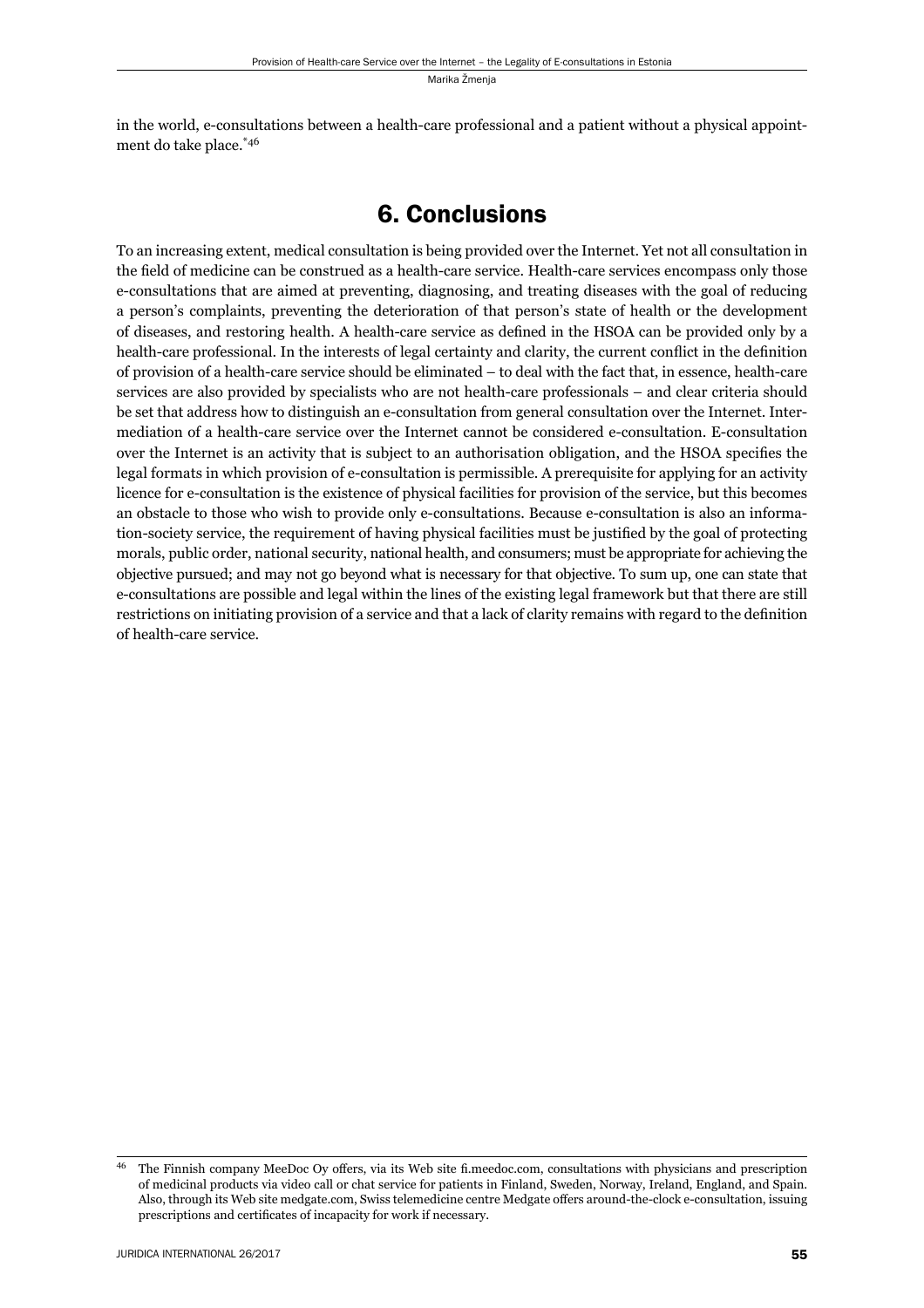in the world, e-consultations between a health-care professional and a patient without a physical appointment do take place.*[46]

## 6. Conclusions

To an increasing extent, medical consultation is being provided over the Internet. Yet not all consultation in the field of medicine can be construed as a health-care service. Health-care services encompass only those e-consultations that are aimed at preventing, diagnosing, and treating diseases with the goal of reducing a person's complaints, preventing the deterioration of that person's state of health or the development of diseases, and restoring health. A health-care service as defined in the HSOA can be provided only by a health-care professional. In the interests of legal certainty and clarity, the current conflict in the definition of provision of a health-care service should be eliminated – to deal with the fact that, in essence, health-care services are also provided by specialists who are not health-care professionals – and clear criteria should be set that address how to distinguish an e-consultation from general consultation over the Internet. Intermediation of a health-care service over the Internet cannot be considered e-consultation. E-consultation over the Internet is an activity that is subject to an authorisation obligation, and the HSOA specifies the legal formats in which provision of e-consultation is permissible. A prerequisite for applying for an activity licence for e-consultation is the existence of physical facilities for provision of the service, but this becomes an obstacle to those who wish to provide only e-consultations. Because e-consultation is also an information-society service, the requirement of having physical facilities must be justified by the goal of protecting morals, public order, national security, national health, and consumers; must be appropriate for achieving the objective pursued; and may not go beyond what is necessary for that objective. To sum up, one can state that e-consultations are possible and legal within the lines of the existing legal framework but that there are still restrictions on initiating provision of a service and that a lack of clarity remains with regard to the definition of health-care service.

---

[46] The Finnish company MeeDoc Oy offers, via its Web site fi.meedoc.com, consultations with physicians and prescription of medicinal products via video call or chat service for patients in Finland, Sweden, Norway, Ireland, England, and Spain. Also, through its Web site medgate.com, Swiss telemedicine centre Medgate offers around-the-clock e-consultation, issuing prescriptions and certificates of incapacity for work if necessary.